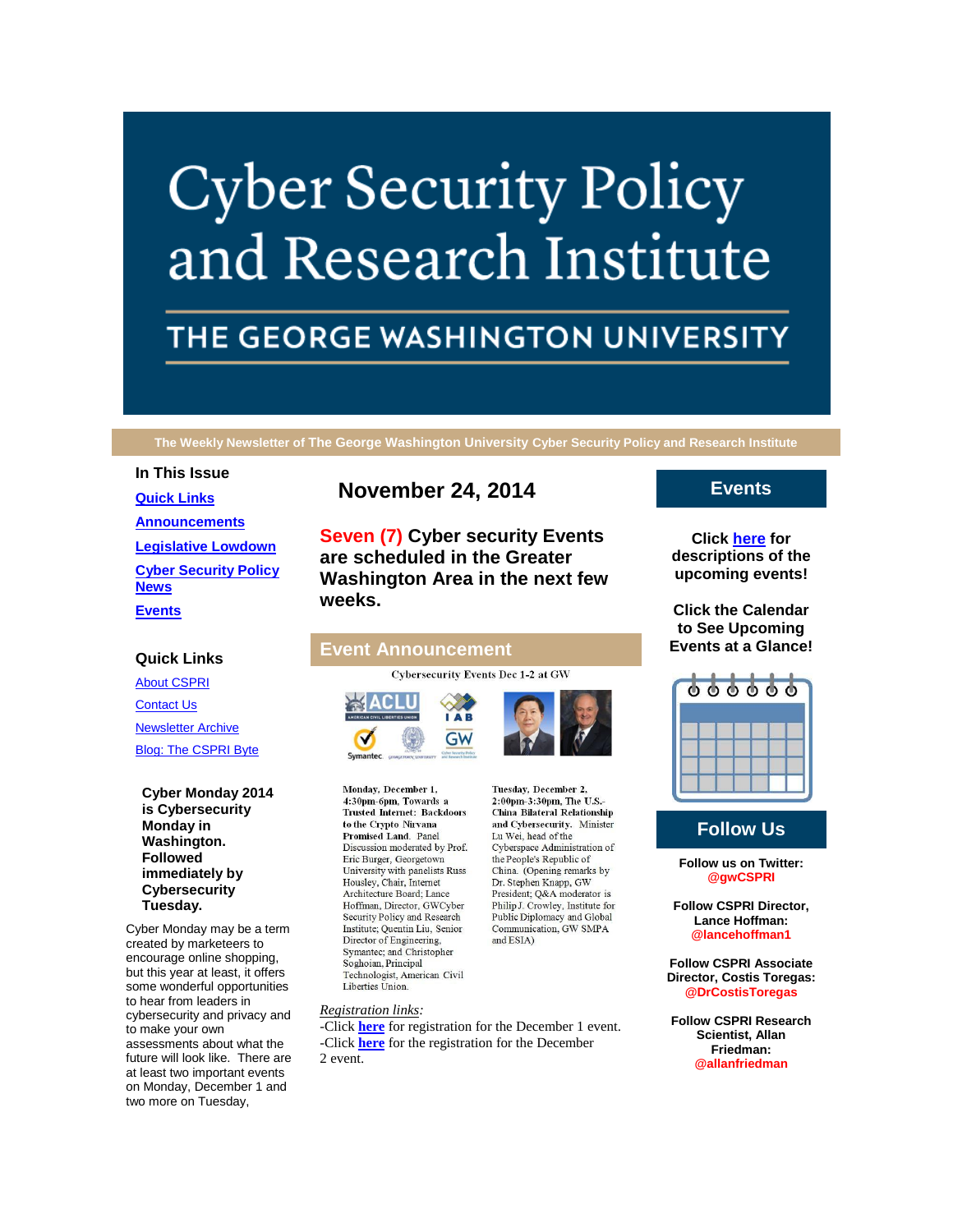# Cyber Security Policy and Research Institute

## THE GEORGE WASHINGTON UNIVERSITY

**The Weekly Newsletter of The George Washington University Cyber Security Policy and Research Institute**

### In This Issue

- [Quick Links]
- [Announcements]
- [Legislative Lowdown]
- [Cyber Security Policy News]
- [Events]

### Quick Links

- About CSPRI
- Contact Us
- Newsletter Archive
- Blog: The CSPRI Byte

**Cyber Monday 2014 is Cybersecurity Monday in Washington. Followed immediately by Cybersecurity Tuesday.**

Cyber Monday may be a term created by marketeers to encourage online shopping, but this year at least, it offers some wonderful opportunities to hear from leaders in cybersecurity and privacy and to make your own assessments about what the future will look like. There are at least two important events on Monday, December 1 and two more on Tuesday,

## November 24, 2014

**Seven (7) Cyber security Events are scheduled in the Greater Washington Area in the next few weeks.**

## Event Announcement

Cybersecurity Events Dec 1-2 at GW

**Monday, December 1, 4:30pm-6pm, Towards a Trusted Internet: Backdoors to the Crypto Nirvana Promised Land.** Panel Discussion moderated by Prof. Eric Burger, Georgetown University with panelists Russ Housley, Chair, Internet Architecture Board; Lance Hoffman, Director, GWCyber Security Policy and Research Institute; Quentin Liu, Senior Director of Engineering, Symantec; and Christopher Soghoian, Principal Technologist, American Civil Liberties Union.

**Tuesday, December 2, 2:00pm-3:30pm, The U.S.-China Bilateral Relationship and Cybersecurity.** Minister Lu Wei, head of the Cyberspace Administration of the People's Republic of China. (Opening remarks by Dr. Stephen Knapp, GW President; Q&A moderator is Philip J. Crowley, Institute for Public Diplomacy and Global Communication, GW SMPA and ESIA)

*Registration links:*

-Click **here** for registration for the December 1 event.
-Click **here** for the registration for the December 2 event.

## Events

**Click here for descriptions of the upcoming events!**

**Click the Calendar to See Upcoming Events at a Glance!**

## Follow Us

**Follow us on Twitter: @gwCSPRI**

**Follow CSPRI Director, Lance Hoffman: @lancehoffman1**

**Follow CSPRI Associate Director, Costis Toregas: @DrCostisToregas**

**Follow CSPRI Research Scientist, Allan Friedman: @allanfriedman**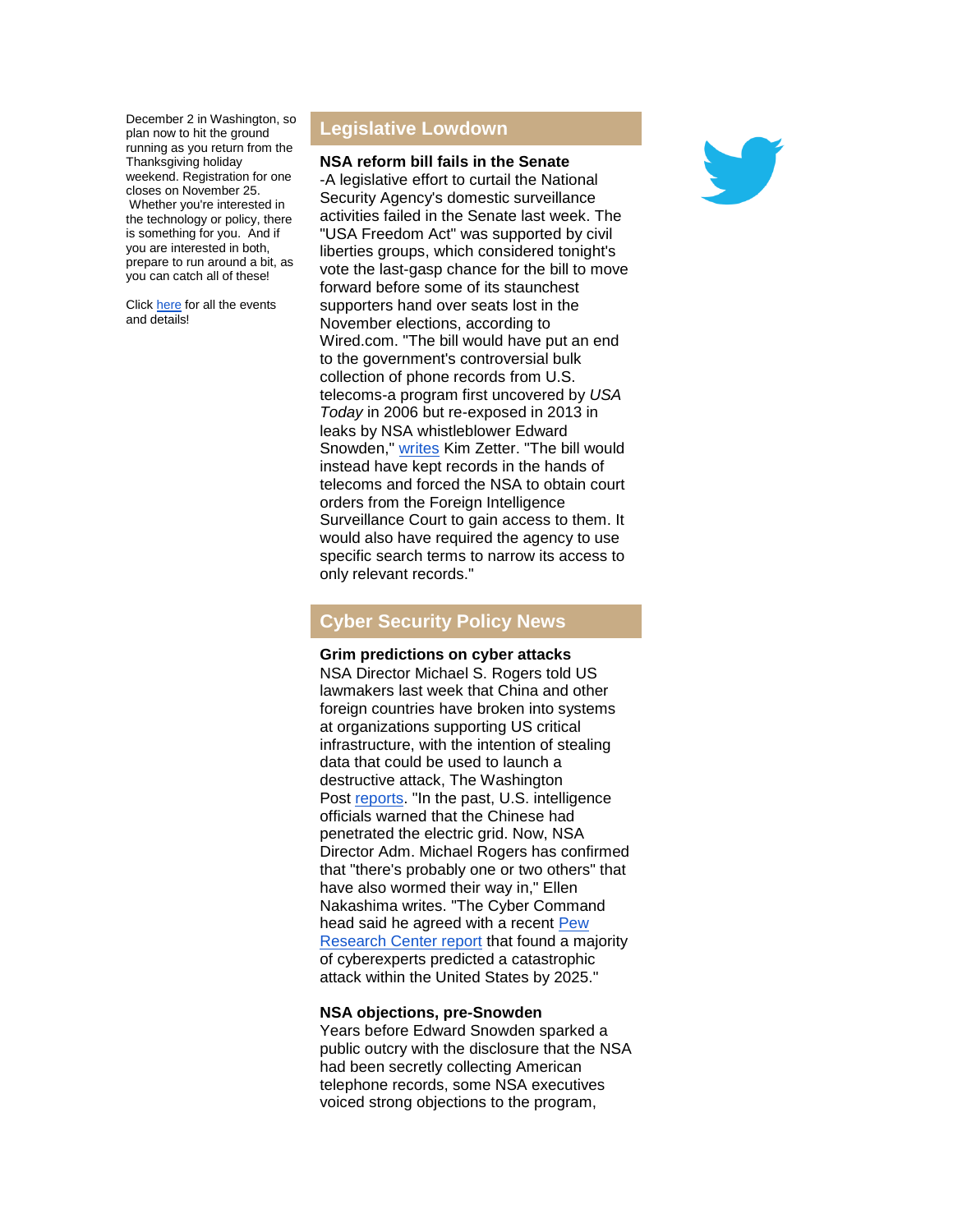December 2 in Washington, so plan now to hit the ground running as you return from the Thanksgiving holiday weekend. Registration for one closes on November 25. Whether you're interested in the technology or policy, there is something for you. And if you are interested in both, prepare to run around a bit, as you can catch all of these!

Click here for all the events and details!

## Legislative Lowdown

**NSA reform bill fails in the Senate**

-A legislative effort to curtail the National Security Agency's domestic surveillance activities failed in the Senate last week. The "USA Freedom Act" was supported by civil liberties groups, which considered tonight's vote the last-gasp chance for the bill to move forward before some of its staunchest supporters hand over seats lost in the November elections, according to Wired.com. "The bill would have put an end to the government's controversial bulk collection of phone records from U.S. telecoms-a program first uncovered by *USA Today* in 2006 but re-exposed in 2013 in leaks by NSA whistleblower Edward Snowden," writes Kim Zetter. "The bill would instead have kept records in the hands of telecoms and forced the NSA to obtain court orders from the Foreign Intelligence Surveillance Court to gain access to them. It would also have required the agency to use specific search terms to narrow its access to only relevant records."

## Cyber Security Policy News

**Grim predictions on cyber attacks**

NSA Director Michael S. Rogers told US lawmakers last week that China and other foreign countries have broken into systems at organizations supporting US critical infrastructure, with the intention of stealing data that could be used to launch a destructive attack, The Washington Post reports. "In the past, U.S. intelligence officials warned that the Chinese had penetrated the electric grid. Now, NSA Director Adm. Michael Rogers has confirmed that "there's probably one or two others" that have also wormed their way in," Ellen Nakashima writes. "The Cyber Command head said he agreed with a recent Pew Research Center report that found a majority of cyberexperts predicted a catastrophic attack within the United States by 2025."

**NSA objections, pre-Snowden**

Years before Edward Snowden sparked a public outcry with the disclosure that the NSA had been secretly collecting American telephone records, some NSA executives voiced strong objections to the program,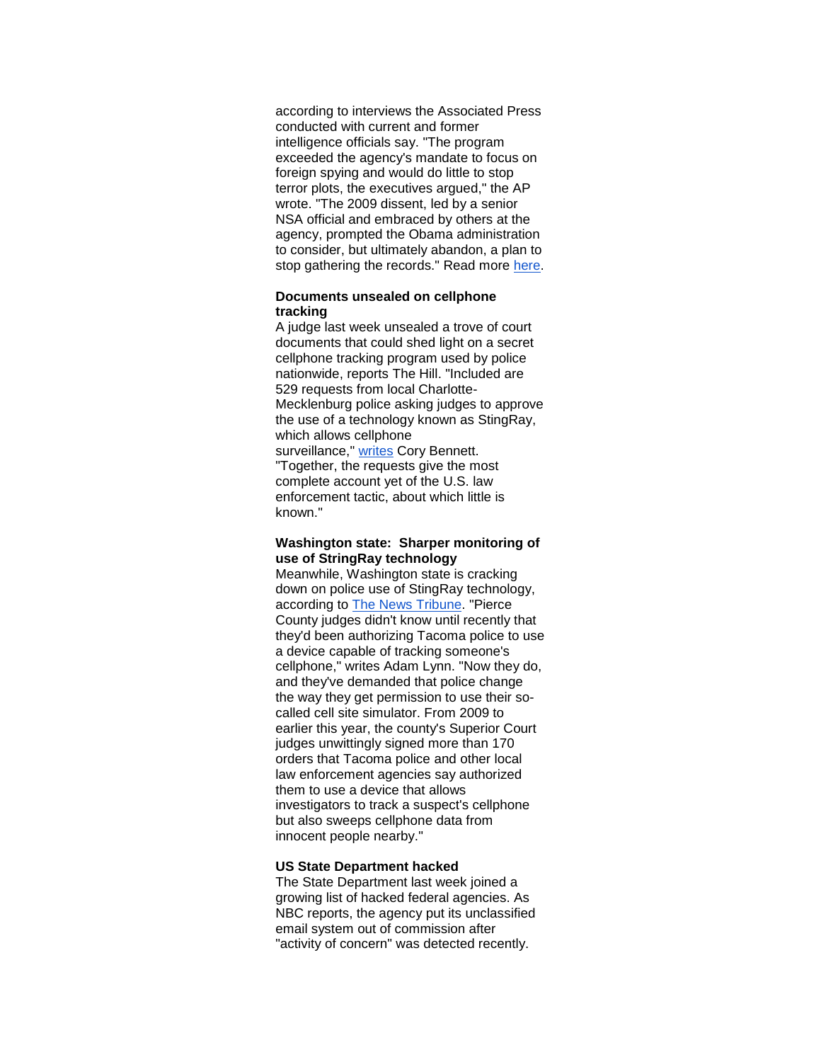according to interviews the Associated Press conducted with current and former intelligence officials say. "The program exceeded the agency's mandate to focus on foreign spying and would do little to stop terror plots, the executives argued," the AP wrote. "The 2009 dissent, led by a senior NSA official and embraced by others at the agency, prompted the Obama administration to consider, but ultimately abandon, a plan to stop gathering the records." Read more here.

**Documents unsealed on cellphone tracking**

A judge last week unsealed a trove of court documents that could shed light on a secret cellphone tracking program used by police nationwide, reports The Hill. "Included are 529 requests from local Charlotte-Mecklenburg police asking judges to approve the use of a technology known as StingRay, which allows cellphone surveillance," writes Cory Bennett. "Together, the requests give the most complete account yet of the U.S. law enforcement tactic, about which little is known."

**Washington state: Sharper monitoring of use of StringRay technology**

Meanwhile, Washington state is cracking down on police use of StingRay technology, according to The News Tribune. "Pierce County judges didn't know until recently that they'd been authorizing Tacoma police to use a device capable of tracking someone's cellphone," writes Adam Lynn. "Now they do, and they've demanded that police change the way they get permission to use their so-called cell site simulator. From 2009 to earlier this year, the county's Superior Court judges unwittingly signed more than 170 orders that Tacoma police and other local law enforcement agencies say authorized them to use a device that allows investigators to track a suspect's cellphone but also sweeps cellphone data from innocent people nearby."

**US State Department hacked**

The State Department last week joined a growing list of hacked federal agencies. As NBC reports, the agency put its unclassified email system out of commission after "activity of concern" was detected recently.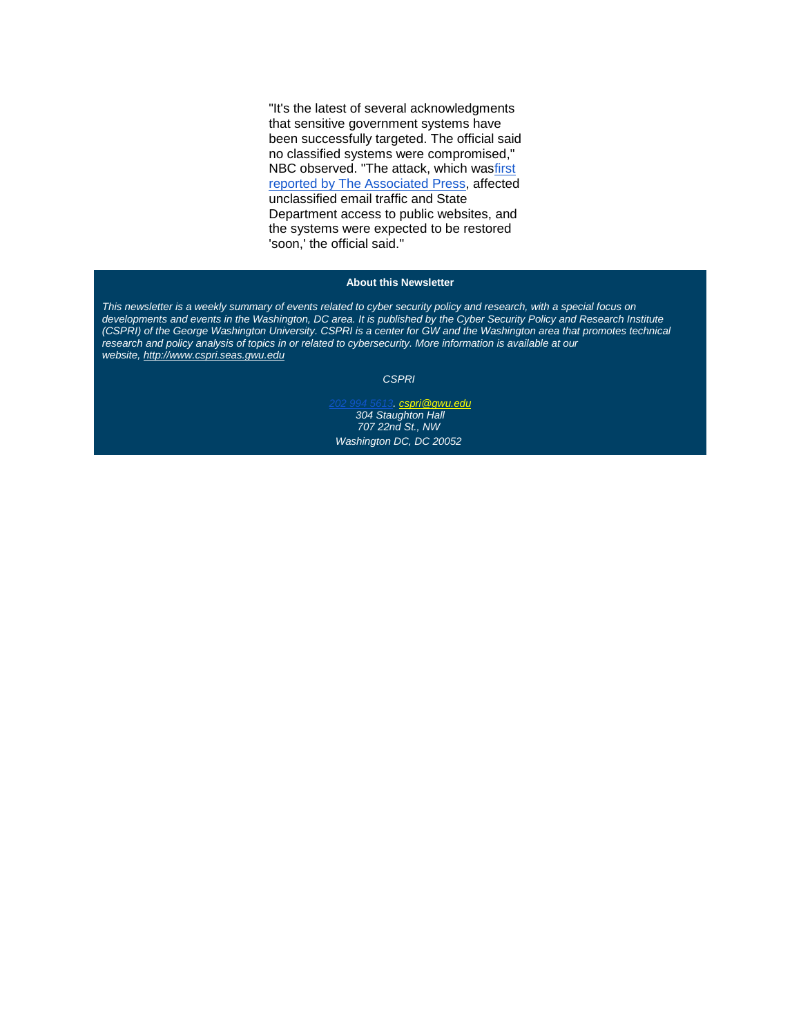"It's the latest of several acknowledgments that sensitive government systems have been successfully targeted. The official said no classified systems were compromised," NBC observed. "The attack, which was first reported by The Associated Press, affected unclassified email traffic and State Department access to public websites, and the systems were expected to be restored 'soon,' the official said."

**About this Newsletter**

*This newsletter is a weekly summary of events related to cyber security policy and research, with a special focus on developments and events in the Washington, DC area. It is published by the Cyber Security Policy and Research Institute (CSPRI) of the George Washington University. CSPRI is a center for GW and the Washington area that promotes technical research and policy analysis of topics in or related to cybersecurity. More information is available at our website, http://www.cspri.seas.gwu.edu*

*CSPRI*

*202 994 5613, cspri@gwu.edu*
*304 Staughton Hall*
*707 22nd St., NW*
*Washington DC, DC 20052*